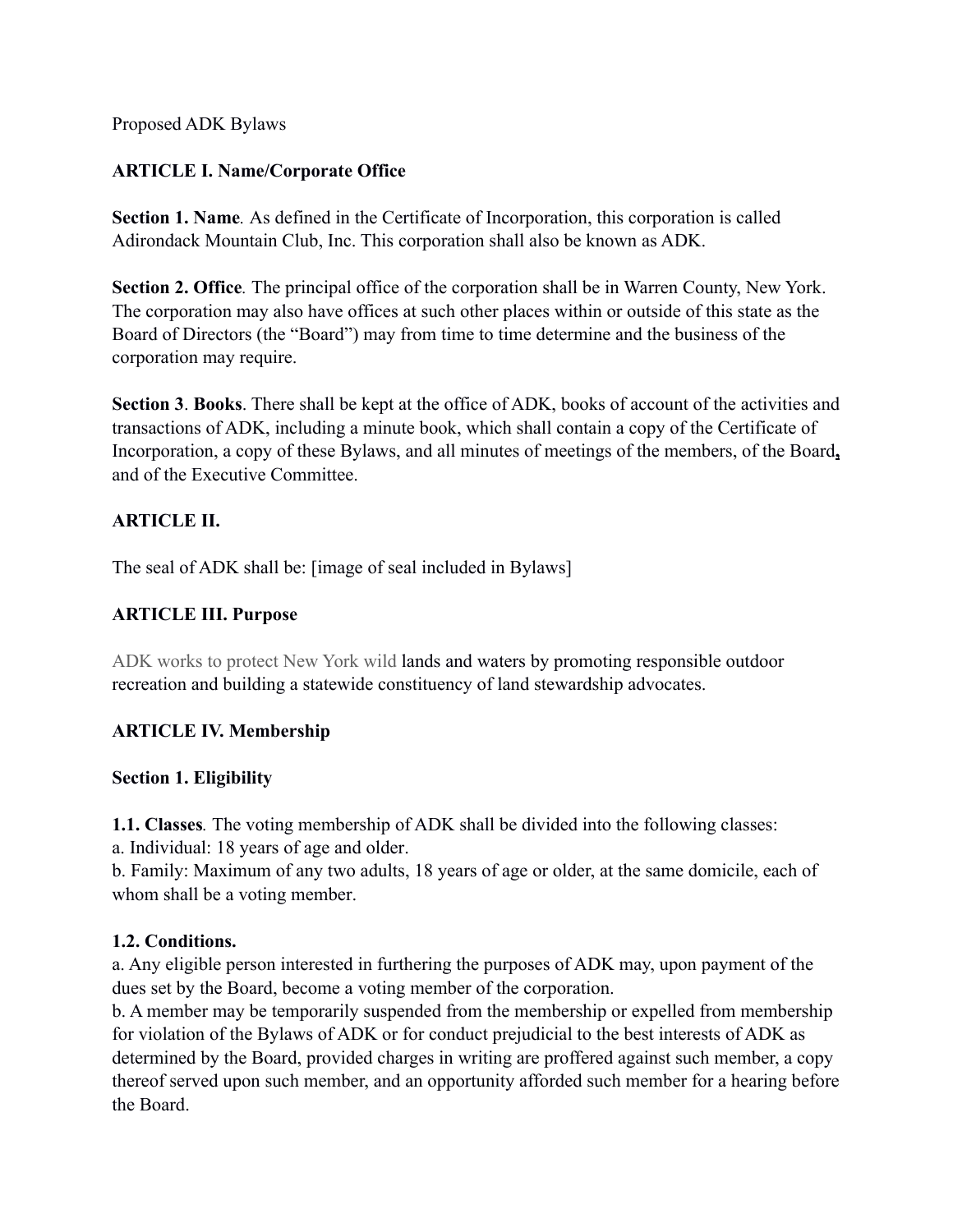Proposed ADK Bylaws

## ARTICLE I. Name/Corporate Office

**Section 1. Name**. As defined in the Certificate of Incorporation, this corporation is called Adirondack Mountain Club, Inc. This corporation shall also be known as ADK.

**Section 2. Office**. The principal office of the corporation shall be in Warren County, New York. The corporation may also have offices at such other places within or outside of this state as the Board of Directors (the "Board") may from time to time determine and the business of the corporation may require.

**Section 3**. **Books**. There shall be kept at the office of ADK, books of account of the activities and transactions of ADK, including a minute book, which shall contain a copy of the Certificate of Incorporation, a copy of these Bylaws, and all minutes of meetings of the members, of the Board, and of the Executive Committee.

## ARTICLE II.

The seal of ADK shall be: [image of seal included in Bylaws]

## ARTICLE III. Purpose

ADK works to protect New York wild lands and waters by promoting responsible outdoor recreation and building a statewide constituency of land stewardship advocates.

## ARTICLE IV. Membership

### Section 1. Eligibility

**1.1. Classes**. The voting membership of ADK shall be divided into the following classes:
a. Individual: 18 years of age and older.
b. Family: Maximum of any two adults, 18 years of age or older, at the same domicile, each of whom shall be a voting member.

**1.2. Conditions.**
a. Any eligible person interested in furthering the purposes of ADK may, upon payment of the dues set by the Board, become a voting member of the corporation.
b. A member may be temporarily suspended from the membership or expelled from membership for violation of the Bylaws of ADK or for conduct prejudicial to the best interests of ADK as determined by the Board, provided charges in writing are proffered against such member, a copy thereof served upon such member, and an opportunity afforded such member for a hearing before the Board.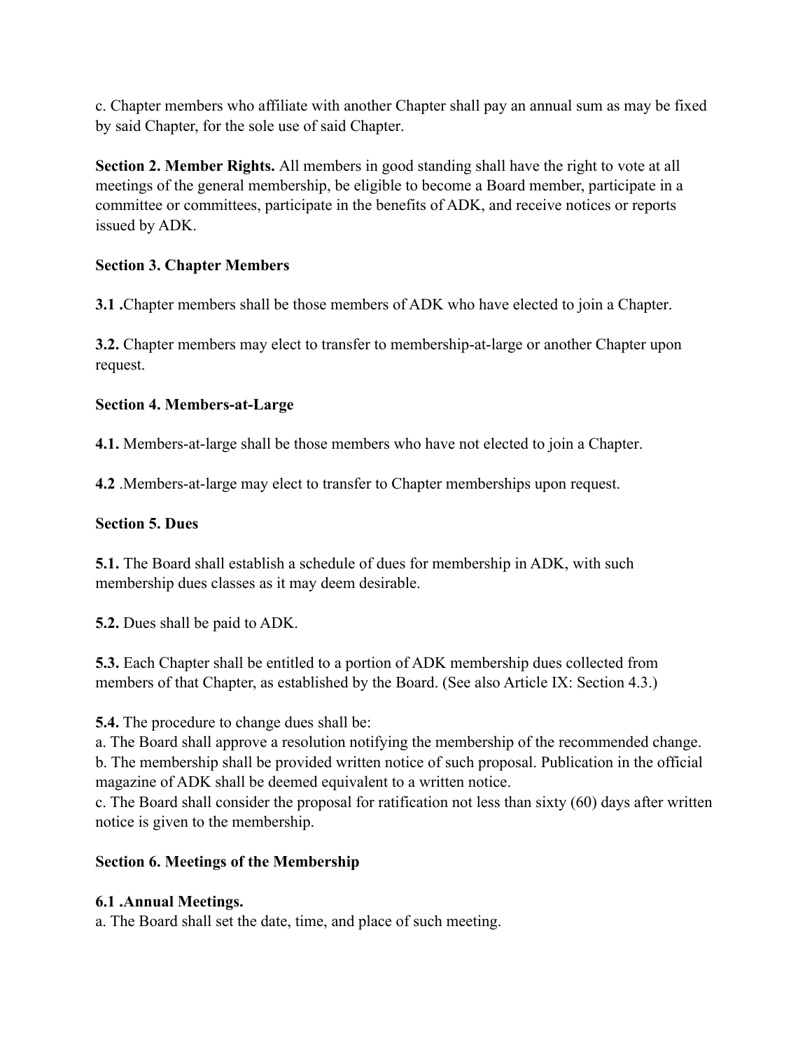c. Chapter members who affiliate with another Chapter shall pay an annual sum as may be fixed by said Chapter, for the sole use of said Chapter.

**Section 2. Member Rights.** All members in good standing shall have the right to vote at all meetings of the general membership, be eligible to become a Board member, participate in a committee or committees, participate in the benefits of ADK, and receive notices or reports issued by ADK.

**Section 3. Chapter Members**

**3.1 .**Chapter members shall be those members of ADK who have elected to join a Chapter.

**3.2.** Chapter members may elect to transfer to membership-at-large or another Chapter upon request.

**Section 4. Members-at-Large**

**4.1.** Members-at-large shall be those members who have not elected to join a Chapter.

**4.2** .Members-at-large may elect to transfer to Chapter memberships upon request.

**Section 5. Dues**

**5.1.** The Board shall establish a schedule of dues for membership in ADK, with such membership dues classes as it may deem desirable.

**5.2.** Dues shall be paid to ADK.

**5.3.** Each Chapter shall be entitled to a portion of ADK membership dues collected from members of that Chapter, as established by the Board. (See also Article IX: Section 4.3.)

**5.4.** The procedure to change dues shall be:
a. The Board shall approve a resolution notifying the membership of the recommended change.
b. The membership shall be provided written notice of such proposal. Publication in the official magazine of ADK shall be deemed equivalent to a written notice.
c. The Board shall consider the proposal for ratification not less than sixty (60) days after written notice is given to the membership.

**Section 6. Meetings of the Membership**

**6.1 .Annual Meetings.**
a. The Board shall set the date, time, and place of such meeting.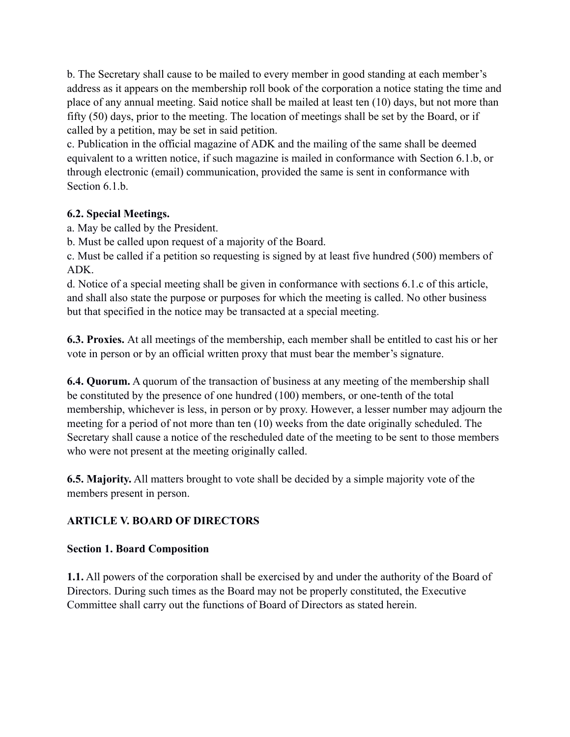b. The Secretary shall cause to be mailed to every member in good standing at each member's address as it appears on the membership roll book of the corporation a notice stating the time and place of any annual meeting. Said notice shall be mailed at least ten (10) days, but not more than fifty (50) days, prior to the meeting. The location of meetings shall be set by the Board, or if called by a petition, may be set in said petition.
c. Publication in the official magazine of ADK and the mailing of the same shall be deemed equivalent to a written notice, if such magazine is mailed in conformance with Section 6.1.b, or through electronic (email) communication, provided the same is sent in conformance with Section 6.1.b.

**6.2. Special Meetings.**
a. May be called by the President.
b. Must be called upon request of a majority of the Board.
c. Must be called if a petition so requesting is signed by at least five hundred (500) members of ADK.
d. Notice of a special meeting shall be given in conformance with sections 6.1.c of this article, and shall also state the purpose or purposes for which the meeting is called. No other business but that specified in the notice may be transacted at a special meeting.

**6.3. Proxies.** At all meetings of the membership, each member shall be entitled to cast his or her vote in person or by an official written proxy that must bear the member's signature.

**6.4. Quorum.** A quorum of the transaction of business at any meeting of the membership shall be constituted by the presence of one hundred (100) members, or one-tenth of the total membership, whichever is less, in person or by proxy. However, a lesser number may adjourn the meeting for a period of not more than ten (10) weeks from the date originally scheduled. The Secretary shall cause a notice of the rescheduled date of the meeting to be sent to those members who were not present at the meeting originally called.

**6.5. Majority.** All matters brought to vote shall be decided by a simple majority vote of the members present in person.

## ARTICLE V. BOARD OF DIRECTORS

### Section 1. Board Composition

**1.1.** All powers of the corporation shall be exercised by and under the authority of the Board of Directors. During such times as the Board may not be properly constituted, the Executive Committee shall carry out the functions of Board of Directors as stated herein.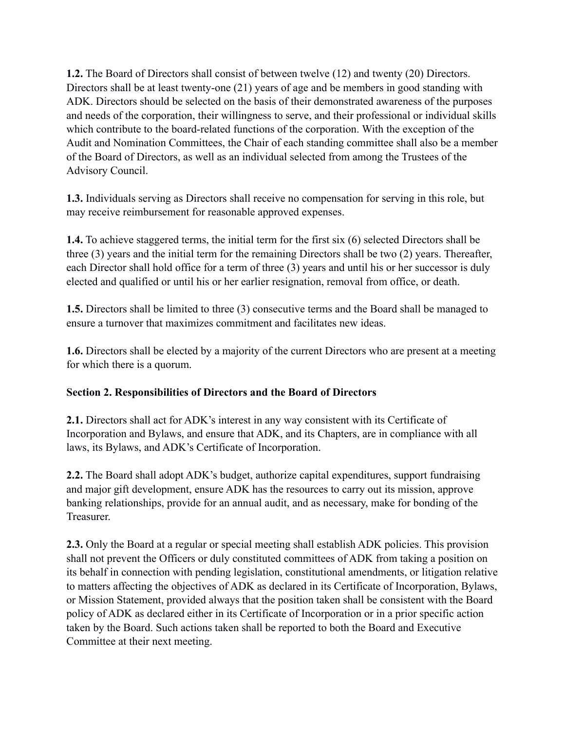**1.2.** The Board of Directors shall consist of between twelve (12) and twenty (20) Directors. Directors shall be at least twenty-one (21) years of age and be members in good standing with ADK. Directors should be selected on the basis of their demonstrated awareness of the purposes and needs of the corporation, their willingness to serve, and their professional or individual skills which contribute to the board-related functions of the corporation. With the exception of the Audit and Nomination Committees, the Chair of each standing committee shall also be a member of the Board of Directors, as well as an individual selected from among the Trustees of the Advisory Council.

**1.3.** Individuals serving as Directors shall receive no compensation for serving in this role, but may receive reimbursement for reasonable approved expenses.

**1.4.** To achieve staggered terms, the initial term for the first six (6) selected Directors shall be three (3) years and the initial term for the remaining Directors shall be two (2) years. Thereafter, each Director shall hold office for a term of three (3) years and until his or her successor is duly elected and qualified or until his or her earlier resignation, removal from office, or death.

**1.5.** Directors shall be limited to three (3) consecutive terms and the Board shall be managed to ensure a turnover that maximizes commitment and facilitates new ideas.

**1.6.** Directors shall be elected by a majority of the current Directors who are present at a meeting for which there is a quorum.

**Section 2. Responsibilities of Directors and the Board of Directors**

**2.1.** Directors shall act for ADK's interest in any way consistent with its Certificate of Incorporation and Bylaws, and ensure that ADK, and its Chapters, are in compliance with all laws, its Bylaws, and ADK's Certificate of Incorporation.

**2.2.** The Board shall adopt ADK's budget, authorize capital expenditures, support fundraising and major gift development, ensure ADK has the resources to carry out its mission, approve banking relationships, provide for an annual audit, and as necessary, make for bonding of the Treasurer.

**2.3.** Only the Board at a regular or special meeting shall establish ADK policies. This provision shall not prevent the Officers or duly constituted committees of ADK from taking a position on its behalf in connection with pending legislation, constitutional amendments, or litigation relative to matters affecting the objectives of ADK as declared in its Certificate of Incorporation, Bylaws, or Mission Statement, provided always that the position taken shall be consistent with the Board policy of ADK as declared either in its Certificate of Incorporation or in a prior specific action taken by the Board. Such actions taken shall be reported to both the Board and Executive Committee at their next meeting.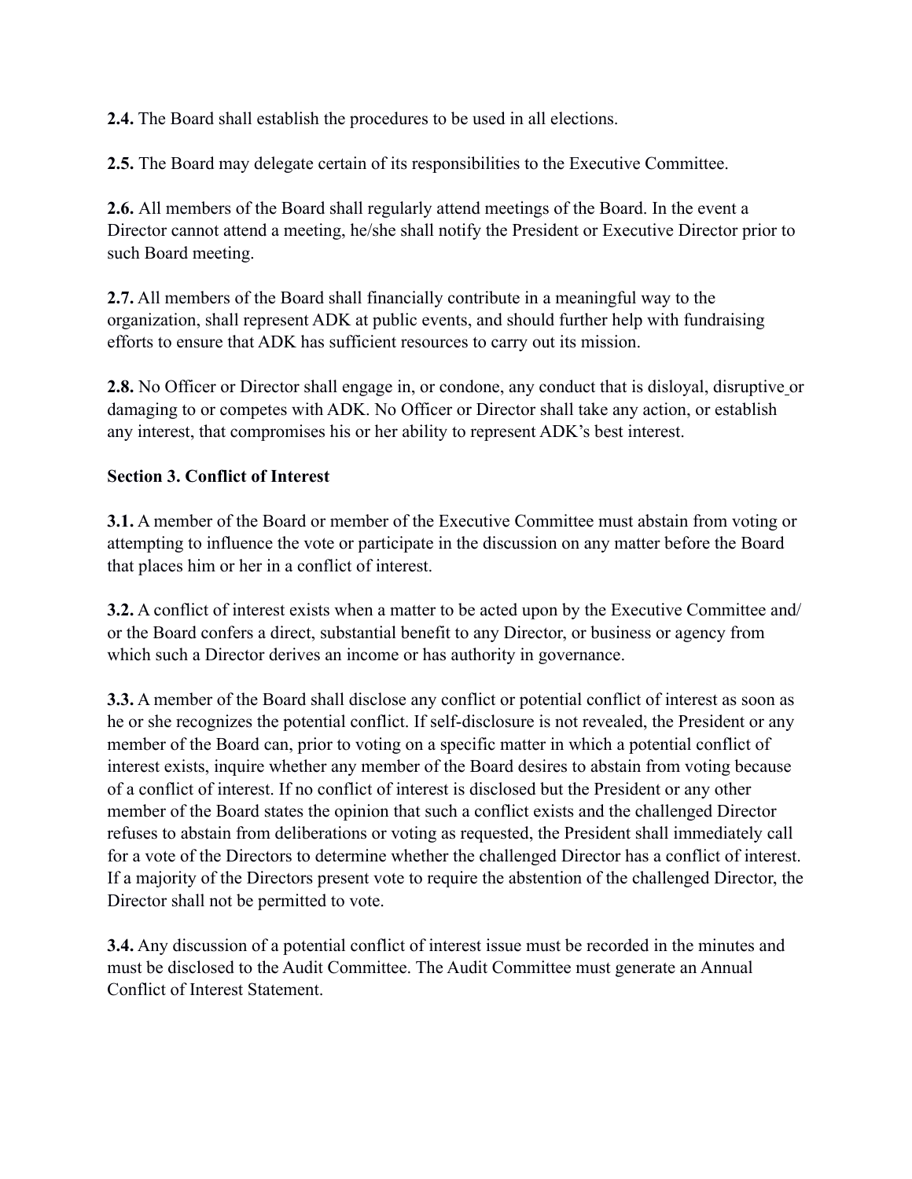**2.4.** The Board shall establish the procedures to be used in all elections.

**2.5.** The Board may delegate certain of its responsibilities to the Executive Committee.

**2.6.** All members of the Board shall regularly attend meetings of the Board. In the event a Director cannot attend a meeting, he/she shall notify the President or Executive Director prior to such Board meeting.

**2.7.** All members of the Board shall financially contribute in a meaningful way to the organization, shall represent ADK at public events, and should further help with fundraising efforts to ensure that ADK has sufficient resources to carry out its mission.

**2.8.** No Officer or Director shall engage in, or condone, any conduct that is disloyal, disruptive or damaging to or competes with ADK. No Officer or Director shall take any action, or establish any interest, that compromises his or her ability to represent ADK's best interest.

### Section 3. Conflict of Interest

**3.1.** A member of the Board or member of the Executive Committee must abstain from voting or attempting to influence the vote or participate in the discussion on any matter before the Board that places him or her in a conflict of interest.

**3.2.** A conflict of interest exists when a matter to be acted upon by the Executive Committee and/or the Board confers a direct, substantial benefit to any Director, or business or agency from which such a Director derives an income or has authority in governance.

**3.3.** A member of the Board shall disclose any conflict or potential conflict of interest as soon as he or she recognizes the potential conflict. If self-disclosure is not revealed, the President or any member of the Board can, prior to voting on a specific matter in which a potential conflict of interest exists, inquire whether any member of the Board desires to abstain from voting because of a conflict of interest. If no conflict of interest is disclosed but the President or any other member of the Board states the opinion that such a conflict exists and the challenged Director refuses to abstain from deliberations or voting as requested, the President shall immediately call for a vote of the Directors to determine whether the challenged Director has a conflict of interest. If a majority of the Directors present vote to require the abstention of the challenged Director, the Director shall not be permitted to vote.

**3.4.** Any discussion of a potential conflict of interest issue must be recorded in the minutes and must be disclosed to the Audit Committee. The Audit Committee must generate an Annual Conflict of Interest Statement.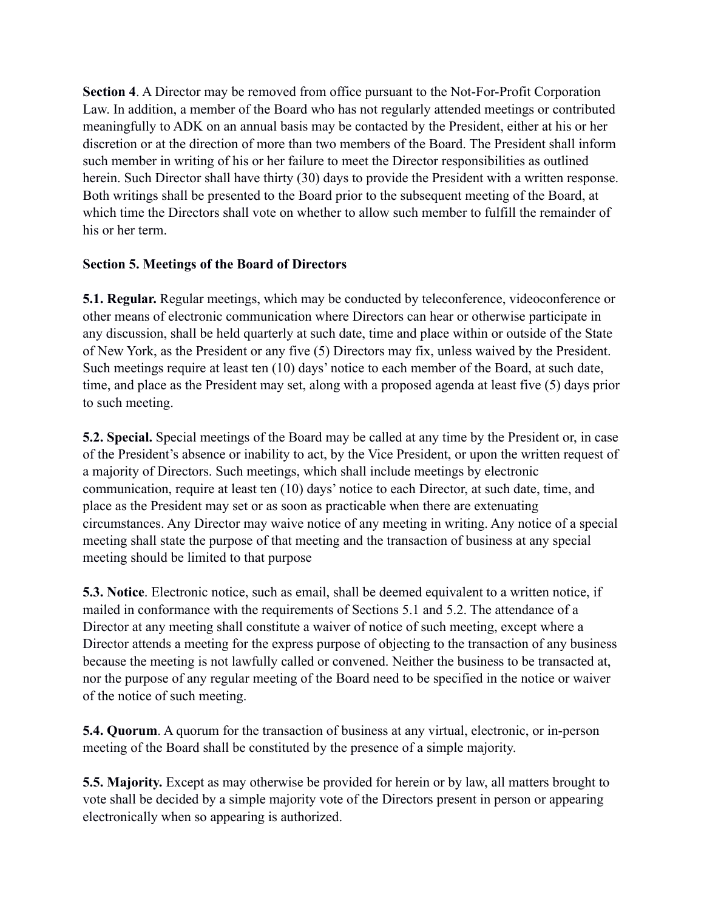**Section 4**. A Director may be removed from office pursuant to the Not-For-Profit Corporation Law. In addition, a member of the Board who has not regularly attended meetings or contributed meaningfully to ADK on an annual basis may be contacted by the President, either at his or her discretion or at the direction of more than two members of the Board. The President shall inform such member in writing of his or her failure to meet the Director responsibilities as outlined herein. Such Director shall have thirty (30) days to provide the President with a written response. Both writings shall be presented to the Board prior to the subsequent meeting of the Board, at which time the Directors shall vote on whether to allow such member to fulfill the remainder of his or her term.

**Section 5. Meetings of the Board of Directors**

**5.1. Regular.** Regular meetings, which may be conducted by teleconference, videoconference or other means of electronic communication where Directors can hear or otherwise participate in any discussion, shall be held quarterly at such date, time and place within or outside of the State of New York, as the President or any five (5) Directors may fix, unless waived by the President. Such meetings require at least ten (10) days' notice to each member of the Board, at such date, time, and place as the President may set, along with a proposed agenda at least five (5) days prior to such meeting.

**5.2. Special.** Special meetings of the Board may be called at any time by the President or, in case of the President's absence or inability to act, by the Vice President, or upon the written request of a majority of Directors. Such meetings, which shall include meetings by electronic communication, require at least ten (10) days' notice to each Director, at such date, time, and place as the President may set or as soon as practicable when there are extenuating circumstances. Any Director may waive notice of any meeting in writing. Any notice of a special meeting shall state the purpose of that meeting and the transaction of business at any special meeting should be limited to that purpose

**5.3. Notice**. Electronic notice, such as email, shall be deemed equivalent to a written notice, if mailed in conformance with the requirements of Sections 5.1 and 5.2. The attendance of a Director at any meeting shall constitute a waiver of notice of such meeting, except where a Director attends a meeting for the express purpose of objecting to the transaction of any business because the meeting is not lawfully called or convened. Neither the business to be transacted at, nor the purpose of any regular meeting of the Board need to be specified in the notice or waiver of the notice of such meeting.

**5.4. Quorum**. A quorum for the transaction of business at any virtual, electronic, or in-person meeting of the Board shall be constituted by the presence of a simple majority.

**5.5. Majority.** Except as may otherwise be provided for herein or by law, all matters brought to vote shall be decided by a simple majority vote of the Directors present in person or appearing electronically when so appearing is authorized.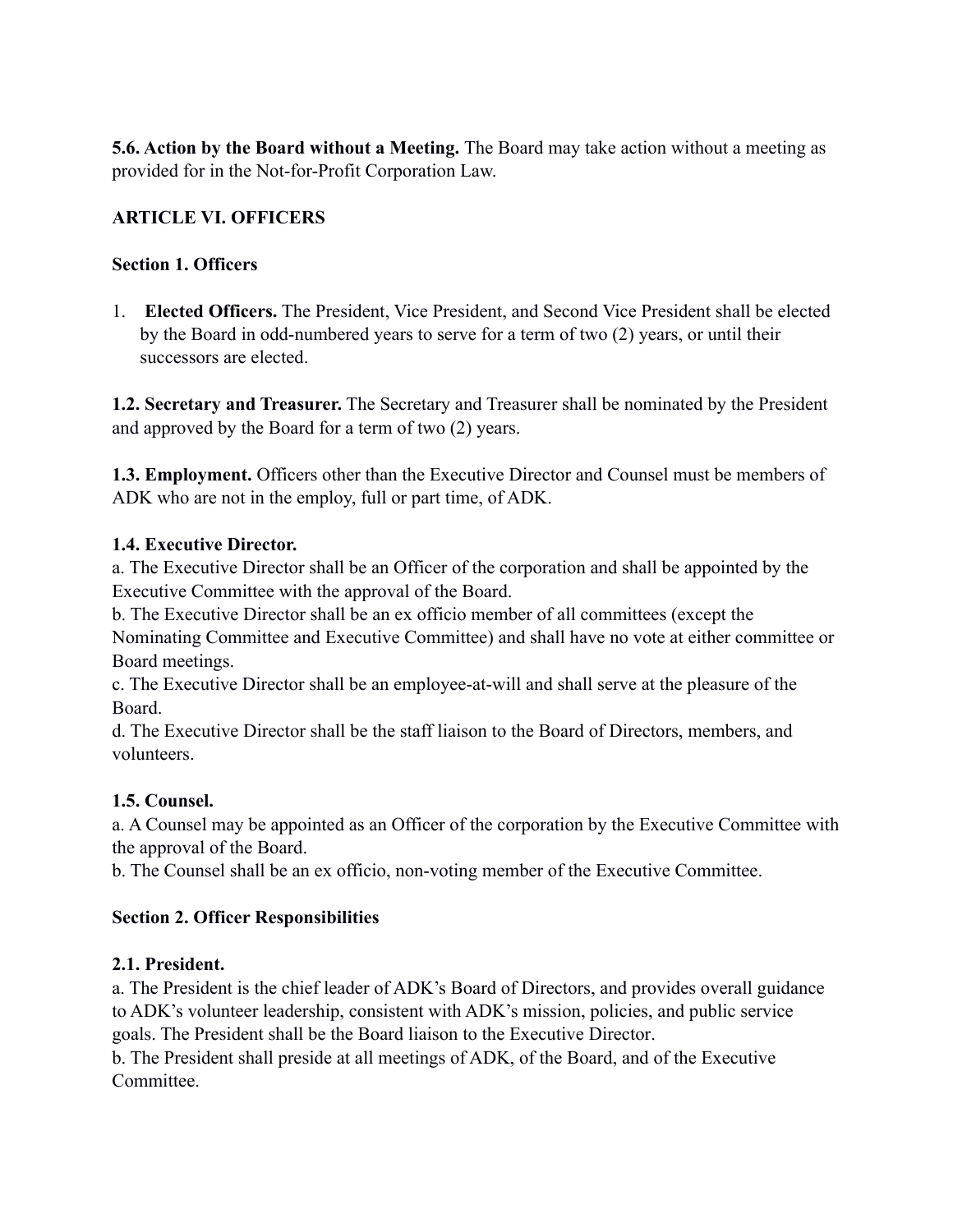**5.6. Action by the Board without a Meeting.** The Board may take action without a meeting as provided for in the Not-for-Profit Corporation Law.

## ARTICLE VI. OFFICERS

### Section 1. Officers

1. **Elected Officers.** The President, Vice President, and Second Vice President shall be elected by the Board in odd-numbered years to serve for a term of two (2) years, or until their successors are elected.

**1.2. Secretary and Treasurer.** The Secretary and Treasurer shall be nominated by the President and approved by the Board for a term of two (2) years.

**1.3. Employment.** Officers other than the Executive Director and Counsel must be members of ADK who are not in the employ, full or part time, of ADK.

**1.4. Executive Director.**

a. The Executive Director shall be an Officer of the corporation and shall be appointed by the Executive Committee with the approval of the Board.

b. The Executive Director shall be an ex officio member of all committees (except the Nominating Committee and Executive Committee) and shall have no vote at either committee or Board meetings.

c. The Executive Director shall be an employee-at-will and shall serve at the pleasure of the Board.

d. The Executive Director shall be the staff liaison to the Board of Directors, members, and volunteers.

**1.5. Counsel.**

a. A Counsel may be appointed as an Officer of the corporation by the Executive Committee with the approval of the Board.

b. The Counsel shall be an ex officio, non-voting member of the Executive Committee.

### Section 2. Officer Responsibilities

**2.1. President.**

a. The President is the chief leader of ADK's Board of Directors, and provides overall guidance to ADK's volunteer leadership, consistent with ADK's mission, policies, and public service goals. The President shall be the Board liaison to the Executive Director.

b. The President shall preside at all meetings of ADK, of the Board, and of the Executive Committee.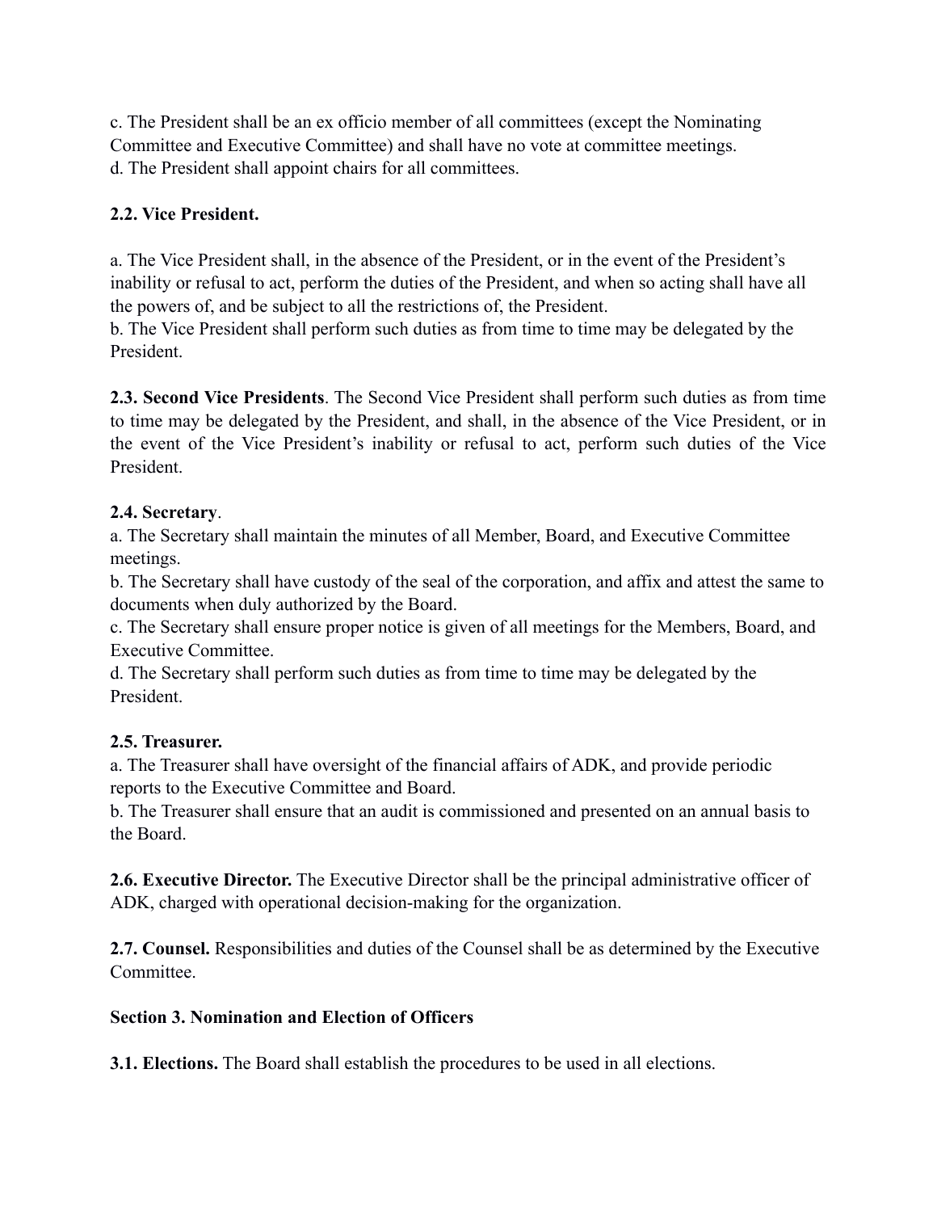c. The President shall be an ex officio member of all committees (except the Nominating Committee and Executive Committee) and shall have no vote at committee meetings.
d. The President shall appoint chairs for all committees.

**2.2. Vice President.**

a. The Vice President shall, in the absence of the President, or in the event of the President's inability or refusal to act, perform the duties of the President, and when so acting shall have all the powers of, and be subject to all the restrictions of, the President.
b. The Vice President shall perform such duties as from time to time may be delegated by the President.

**2.3. Second Vice Presidents**. The Second Vice President shall perform such duties as from time to time may be delegated by the President, and shall, in the absence of the Vice President, or in the event of the Vice President's inability or refusal to act, perform such duties of the Vice President.

**2.4. Secretary**.
a. The Secretary shall maintain the minutes of all Member, Board, and Executive Committee meetings.
b. The Secretary shall have custody of the seal of the corporation, and affix and attest the same to documents when duly authorized by the Board.
c. The Secretary shall ensure proper notice is given of all meetings for the Members, Board, and Executive Committee.
d. The Secretary shall perform such duties as from time to time may be delegated by the President.

**2.5. Treasurer.**
a. The Treasurer shall have oversight of the financial affairs of ADK, and provide periodic reports to the Executive Committee and Board.
b. The Treasurer shall ensure that an audit is commissioned and presented on an annual basis to the Board.

**2.6. Executive Director.** The Executive Director shall be the principal administrative officer of ADK, charged with operational decision-making for the organization.

**2.7. Counsel.** Responsibilities and duties of the Counsel shall be as determined by the Executive Committee.

**Section 3. Nomination and Election of Officers**

**3.1. Elections.** The Board shall establish the procedures to be used in all elections.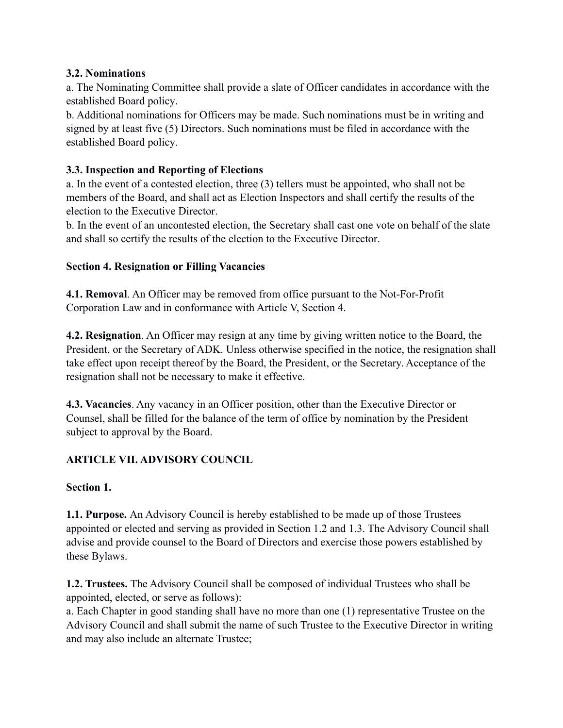**3.2. Nominations**

a. The Nominating Committee shall provide a slate of Officer candidates in accordance with the established Board policy.

b. Additional nominations for Officers may be made. Such nominations must be in writing and signed by at least five (5) Directors. Such nominations must be filed in accordance with the established Board policy.

**3.3. Inspection and Reporting of Elections**

a. In the event of a contested election, three (3) tellers must be appointed, who shall not be members of the Board, and shall act as Election Inspectors and shall certify the results of the election to the Executive Director.

b. In the event of an uncontested election, the Secretary shall cast one vote on behalf of the slate and shall so certify the results of the election to the Executive Director.

**Section 4. Resignation or Filling Vacancies**

**4.1. Removal**. An Officer may be removed from office pursuant to the Not-For-Profit Corporation Law and in conformance with Article V, Section 4.

**4.2. Resignation**. An Officer may resign at any time by giving written notice to the Board, the President, or the Secretary of ADK. Unless otherwise specified in the notice, the resignation shall take effect upon receipt thereof by the Board, the President, or the Secretary. Acceptance of the resignation shall not be necessary to make it effective.

**4.3. Vacancies**. Any vacancy in an Officer position, other than the Executive Director or Counsel, shall be filled for the balance of the term of office by nomination by the President subject to approval by the Board.

## ARTICLE VII. ADVISORY COUNCIL

**Section 1.**

**1.1. Purpose.** An Advisory Council is hereby established to be made up of those Trustees appointed or elected and serving as provided in Section 1.2 and 1.3. The Advisory Council shall advise and provide counsel to the Board of Directors and exercise those powers established by these Bylaws.

**1.2. Trustees.** The Advisory Council shall be composed of individual Trustees who shall be appointed, elected, or serve as follows):

a. Each Chapter in good standing shall have no more than one (1) representative Trustee on the Advisory Council and shall submit the name of such Trustee to the Executive Director in writing and may also include an alternate Trustee;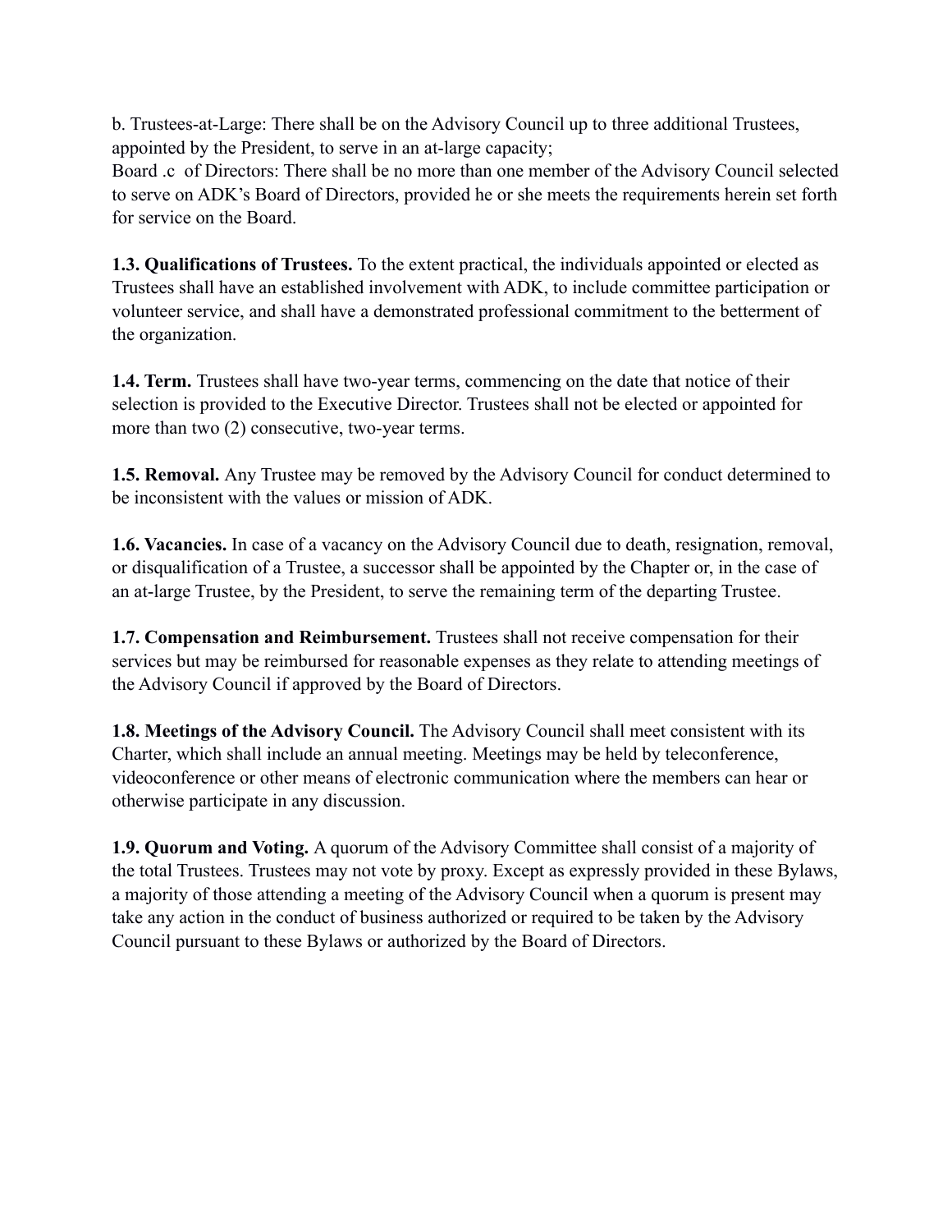b. Trustees-at-Large: There shall be on the Advisory Council up to three additional Trustees, appointed by the President, to serve in an at-large capacity;

Board .c  of Directors: There shall be no more than one member of the Advisory Council selected to serve on ADK's Board of Directors, provided he or she meets the requirements herein set forth for service on the Board.

**1.3. Qualifications of Trustees.** To the extent practical, the individuals appointed or elected as Trustees shall have an established involvement with ADK, to include committee participation or volunteer service, and shall have a demonstrated professional commitment to the betterment of the organization.

**1.4. Term.** Trustees shall have two-year terms, commencing on the date that notice of their selection is provided to the Executive Director. Trustees shall not be elected or appointed for more than two (2) consecutive, two-year terms.

**1.5. Removal.** Any Trustee may be removed by the Advisory Council for conduct determined to be inconsistent with the values or mission of ADK.

**1.6. Vacancies.** In case of a vacancy on the Advisory Council due to death, resignation, removal, or disqualification of a Trustee, a successor shall be appointed by the Chapter or, in the case of an at-large Trustee, by the President, to serve the remaining term of the departing Trustee.

**1.7. Compensation and Reimbursement.** Trustees shall not receive compensation for their services but may be reimbursed for reasonable expenses as they relate to attending meetings of the Advisory Council if approved by the Board of Directors.

**1.8. Meetings of the Advisory Council.** The Advisory Council shall meet consistent with its Charter, which shall include an annual meeting. Meetings may be held by teleconference, videoconference or other means of electronic communication where the members can hear or otherwise participate in any discussion.

**1.9. Quorum and Voting.** A quorum of the Advisory Committee shall consist of a majority of the total Trustees. Trustees may not vote by proxy. Except as expressly provided in these Bylaws, a majority of those attending a meeting of the Advisory Council when a quorum is present may take any action in the conduct of business authorized or required to be taken by the Advisory Council pursuant to these Bylaws or authorized by the Board of Directors.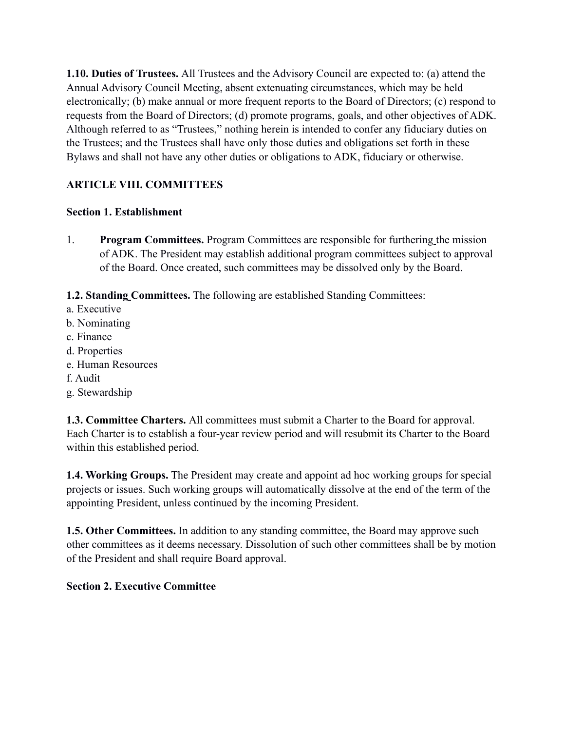**1.10. Duties of Trustees.** All Trustees and the Advisory Council are expected to: (a) attend the Annual Advisory Council Meeting, absent extenuating circumstances, which may be held electronically; (b) make annual or more frequent reports to the Board of Directors; (c) respond to requests from the Board of Directors; (d) promote programs, goals, and other objectives of ADK. Although referred to as "Trustees," nothing herein is intended to confer any fiduciary duties on the Trustees; and the Trustees shall have only those duties and obligations set forth in these Bylaws and shall not have any other duties or obligations to ADK, fiduciary or otherwise.

## ARTICLE VIII. COMMITTEES

### Section 1. Establishment

1. **Program Committees.** Program Committees are responsible for furthering the mission of ADK. The President may establish additional program committees subject to approval of the Board. Once created, such committees may be dissolved only by the Board.

**1.2. Standing Committees.** The following are established Standing Committees:

a. Executive
b. Nominating
c. Finance
d. Properties
e. Human Resources
f. Audit
g. Stewardship

**1.3. Committee Charters.** All committees must submit a Charter to the Board for approval. Each Charter is to establish a four-year review period and will resubmit its Charter to the Board within this established period.

**1.4. Working Groups.** The President may create and appoint ad hoc working groups for special projects or issues. Such working groups will automatically dissolve at the end of the term of the appointing President, unless continued by the incoming President.

**1.5. Other Committees.** In addition to any standing committee, the Board may approve such other committees as it deems necessary. Dissolution of such other committees shall be by motion of the President and shall require Board approval.

### Section 2. Executive Committee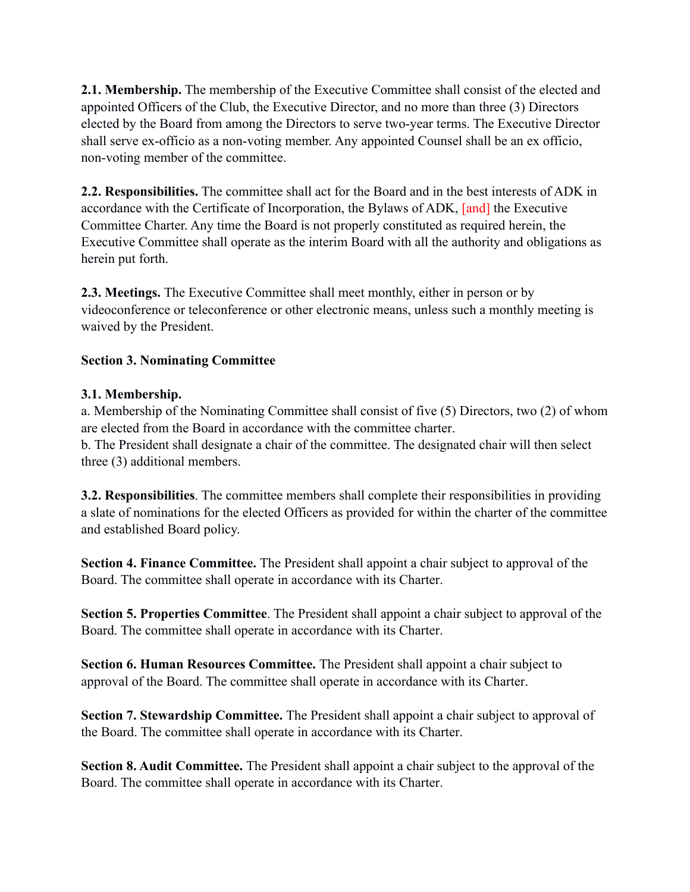**2.1. Membership.** The membership of the Executive Committee shall consist of the elected and appointed Officers of the Club, the Executive Director, and no more than three (3) Directors elected by the Board from among the Directors to serve two-year terms. The Executive Director shall serve ex-officio as a non-voting member. Any appointed Counsel shall be an ex officio, non-voting member of the committee.

**2.2. Responsibilities.** The committee shall act for the Board and in the best interests of ADK in accordance with the Certificate of Incorporation, the Bylaws of ADK, [and] the Executive Committee Charter. Any time the Board is not properly constituted as required herein, the Executive Committee shall operate as the interim Board with all the authority and obligations as herein put forth.

**2.3. Meetings.** The Executive Committee shall meet monthly, either in person or by videoconference or teleconference or other electronic means, unless such a monthly meeting is waived by the President.

**Section 3. Nominating Committee**

**3.1. Membership.**

a. Membership of the Nominating Committee shall consist of five (5) Directors, two (2) of whom are elected from the Board in accordance with the committee charter.

b. The President shall designate a chair of the committee. The designated chair will then select three (3) additional members.

**3.2. Responsibilities**. The committee members shall complete their responsibilities in providing a slate of nominations for the elected Officers as provided for within the charter of the committee and established Board policy.

**Section 4. Finance Committee.** The President shall appoint a chair subject to approval of the Board. The committee shall operate in accordance with its Charter.

**Section 5. Properties Committee**. The President shall appoint a chair subject to approval of the Board. The committee shall operate in accordance with its Charter.

**Section 6. Human Resources Committee.** The President shall appoint a chair subject to approval of the Board. The committee shall operate in accordance with its Charter.

**Section 7. Stewardship Committee.** The President shall appoint a chair subject to approval of the Board. The committee shall operate in accordance with its Charter.

**Section 8. Audit Committee.** The President shall appoint a chair subject to the approval of the Board. The committee shall operate in accordance with its Charter.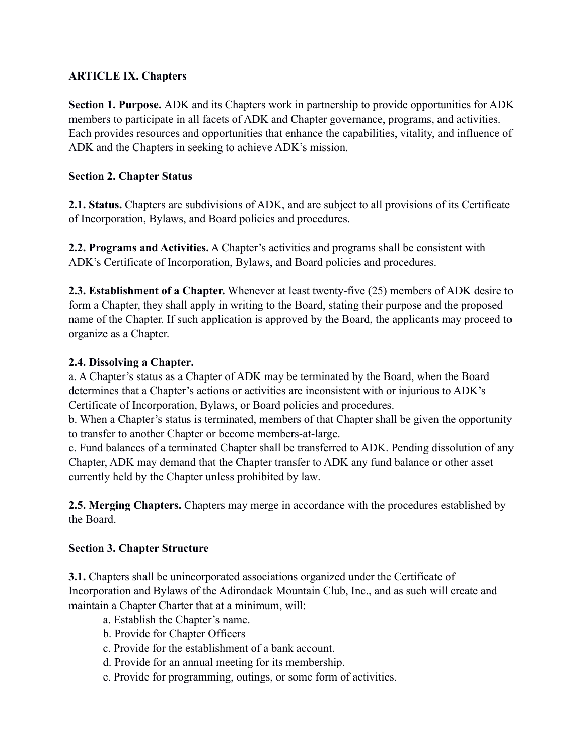## ARTICLE IX. Chapters

**Section 1. Purpose.** ADK and its Chapters work in partnership to provide opportunities for ADK members to participate in all facets of ADK and Chapter governance, programs, and activities. Each provides resources and opportunities that enhance the capabilities, vitality, and influence of ADK and the Chapters in seeking to achieve ADK's mission.

### Section 2. Chapter Status

**2.1. Status.** Chapters are subdivisions of ADK, and are subject to all provisions of its Certificate of Incorporation, Bylaws, and Board policies and procedures.

**2.2. Programs and Activities.** A Chapter's activities and programs shall be consistent with ADK's Certificate of Incorporation, Bylaws, and Board policies and procedures.

**2.3. Establishment of a Chapter.** Whenever at least twenty-five (25) members of ADK desire to form a Chapter, they shall apply in writing to the Board, stating their purpose and the proposed name of the Chapter. If such application is approved by the Board, the applicants may proceed to organize as a Chapter.

**2.4. Dissolving a Chapter.**

a. A Chapter's status as a Chapter of ADK may be terminated by the Board, when the Board determines that a Chapter's actions or activities are inconsistent with or injurious to ADK's Certificate of Incorporation, Bylaws, or Board policies and procedures.

b. When a Chapter's status is terminated, members of that Chapter shall be given the opportunity to transfer to another Chapter or become members-at-large.

c. Fund balances of a terminated Chapter shall be transferred to ADK. Pending dissolution of any Chapter, ADK may demand that the Chapter transfer to ADK any fund balance or other asset currently held by the Chapter unless prohibited by law.

**2.5. Merging Chapters.** Chapters may merge in accordance with the procedures established by the Board.

### Section 3. Chapter Structure

**3.1.** Chapters shall be unincorporated associations organized under the Certificate of Incorporation and Bylaws of the Adirondack Mountain Club, Inc., and as such will create and maintain a Chapter Charter that at a minimum, will:

a. Establish the Chapter's name.

b. Provide for Chapter Officers

c. Provide for the establishment of a bank account.

d. Provide for an annual meeting for its membership.

e. Provide for programming, outings, or some form of activities.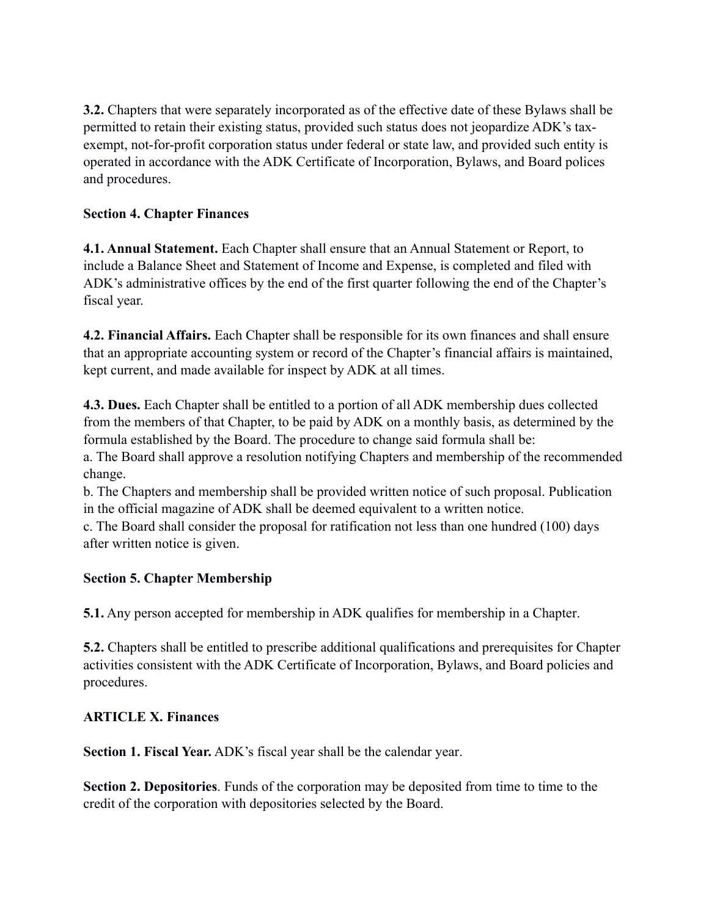**3.2.** Chapters that were separately incorporated as of the effective date of these Bylaws shall be permitted to retain their existing status, provided such status does not jeopardize ADK's tax-exempt, not-for-profit corporation status under federal or state law, and provided such entity is operated in accordance with the ADK Certificate of Incorporation, Bylaws, and Board polices and procedures.

**Section 4. Chapter Finances**

**4.1. Annual Statement.** Each Chapter shall ensure that an Annual Statement or Report, to include a Balance Sheet and Statement of Income and Expense, is completed and filed with ADK's administrative offices by the end of the first quarter following the end of the Chapter's fiscal year.

**4.2. Financial Affairs.** Each Chapter shall be responsible for its own finances and shall ensure that an appropriate accounting system or record of the Chapter's financial affairs is maintained, kept current, and made available for inspect by ADK at all times.

**4.3. Dues.** Each Chapter shall be entitled to a portion of all ADK membership dues collected from the members of that Chapter, to be paid by ADK on a monthly basis, as determined by the formula established by the Board. The procedure to change said formula shall be:

a. The Board shall approve a resolution notifying Chapters and membership of the recommended change.

b. The Chapters and membership shall be provided written notice of such proposal. Publication in the official magazine of ADK shall be deemed equivalent to a written notice.

c. The Board shall consider the proposal for ratification not less than one hundred (100) days after written notice is given.

**Section 5. Chapter Membership**

**5.1.** Any person accepted for membership in ADK qualifies for membership in a Chapter.

**5.2.** Chapters shall be entitled to prescribe additional qualifications and prerequisites for Chapter activities consistent with the ADK Certificate of Incorporation, Bylaws, and Board policies and procedures.

**ARTICLE X. Finances**

**Section 1. Fiscal Year.** ADK's fiscal year shall be the calendar year.

**Section 2. Depositories**. Funds of the corporation may be deposited from time to time to the credit of the corporation with depositories selected by the Board.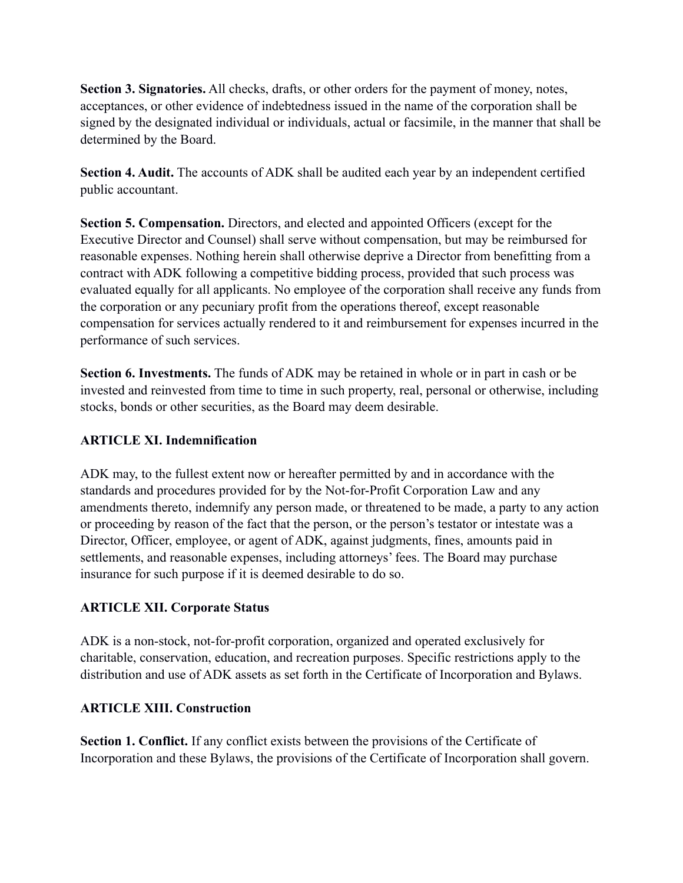**Section 3. Signatories.** All checks, drafts, or other orders for the payment of money, notes, acceptances, or other evidence of indebtedness issued in the name of the corporation shall be signed by the designated individual or individuals, actual or facsimile, in the manner that shall be determined by the Board.

**Section 4. Audit.** The accounts of ADK shall be audited each year by an independent certified public accountant.

**Section 5. Compensation.** Directors, and elected and appointed Officers (except for the Executive Director and Counsel) shall serve without compensation, but may be reimbursed for reasonable expenses. Nothing herein shall otherwise deprive a Director from benefitting from a contract with ADK following a competitive bidding process, provided that such process was evaluated equally for all applicants. No employee of the corporation shall receive any funds from the corporation or any pecuniary profit from the operations thereof, except reasonable compensation for services actually rendered to it and reimbursement for expenses incurred in the performance of such services.

**Section 6. Investments.** The funds of ADK may be retained in whole or in part in cash or be invested and reinvested from time to time in such property, real, personal or otherwise, including stocks, bonds or other securities, as the Board may deem desirable.

## ARTICLE XI. Indemnification

ADK may, to the fullest extent now or hereafter permitted by and in accordance with the standards and procedures provided for by the Not-for-Profit Corporation Law and any amendments thereto, indemnify any person made, or threatened to be made, a party to any action or proceeding by reason of the fact that the person, or the person's testator or intestate was a Director, Officer, employee, or agent of ADK, against judgments, fines, amounts paid in settlements, and reasonable expenses, including attorneys' fees. The Board may purchase insurance for such purpose if it is deemed desirable to do so.

## ARTICLE XII. Corporate Status

ADK is a non-stock, not-for-profit corporation, organized and operated exclusively for charitable, conservation, education, and recreation purposes. Specific restrictions apply to the distribution and use of ADK assets as set forth in the Certificate of Incorporation and Bylaws.

## ARTICLE XIII. Construction

**Section 1. Conflict.** If any conflict exists between the provisions of the Certificate of Incorporation and these Bylaws, the provisions of the Certificate of Incorporation shall govern.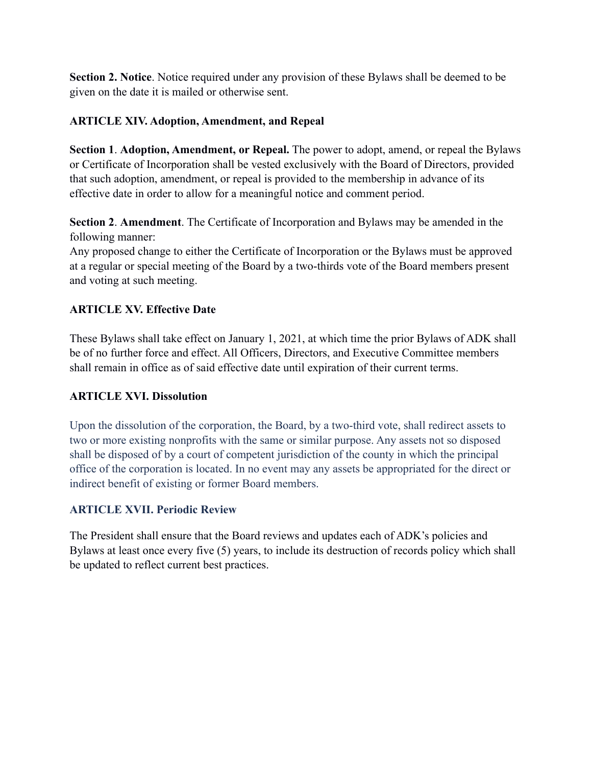**Section 2. Notice**. Notice required under any provision of these Bylaws shall be deemed to be given on the date it is mailed or otherwise sent.

## ARTICLE XIV. Adoption, Amendment, and Repeal

**Section 1**. **Adoption, Amendment, or Repeal.** The power to adopt, amend, or repeal the Bylaws or Certificate of Incorporation shall be vested exclusively with the Board of Directors, provided that such adoption, amendment, or repeal is provided to the membership in advance of its effective date in order to allow for a meaningful notice and comment period.

**Section 2**. **Amendment**. The Certificate of Incorporation and Bylaws may be amended in the following manner:
Any proposed change to either the Certificate of Incorporation or the Bylaws must be approved at a regular or special meeting of the Board by a two-thirds vote of the Board members present and voting at such meeting.

## ARTICLE XV. Effective Date

These Bylaws shall take effect on January 1, 2021, at which time the prior Bylaws of ADK shall be of no further force and effect. All Officers, Directors, and Executive Committee members shall remain in office as of said effective date until expiration of their current terms.

## ARTICLE XVI. Dissolution

Upon the dissolution of the corporation, the Board, by a two-third vote, shall redirect assets to two or more existing nonprofits with the same or similar purpose. Any assets not so disposed shall be disposed of by a court of competent jurisdiction of the county in which the principal office of the corporation is located. In no event may any assets be appropriated for the direct or indirect benefit of existing or former Board members.

## ARTICLE XVII. Periodic Review

The President shall ensure that the Board reviews and updates each of ADK's policies and Bylaws at least once every five (5) years, to include its destruction of records policy which shall be updated to reflect current best practices.